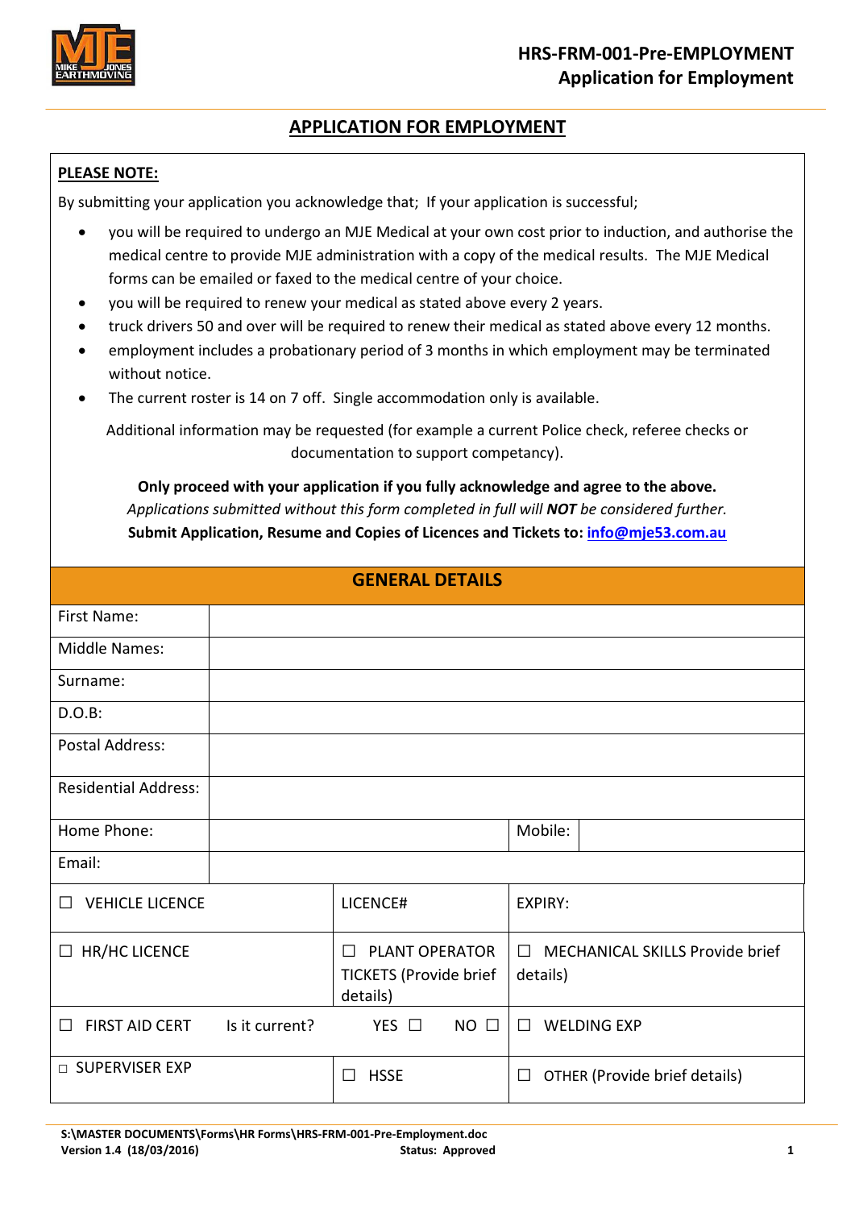## APPLICATION FOR EMPLOYMENT

**PLEASE NOTE:**

By submitting your application you acknowledge that; If your application is successful;

- you will be required to undergo an MJE Medical at your own cost prior to induction, and authorise the medical centre to provide MJE administration with a copy of the medical results. The MJE Medical forms can be emailed or faxed to the medical centre of your choice.
- you will be required to renew your medical as stated above every 2 years.
- truck drivers 50 and over will be required to renew their medical as stated above every 12 months.
- employment includes a probationary period of 3 months in which employment may be terminated without notice.
- The current roster is 14 on 7 off. Single accommodation only is available.

Additional information may be requested (for example a current Police check, referee checks or documentation to support competancy).

**Only proceed with your application if you fully acknowledge and agree to the above.**
*Applications submitted without this form completed in full will **NOT** be considered further.*
**Submit Application, Resume and Copies of Licences and Tickets to: info@mje53.com.au**

### GENERAL DETAILS

| | | | |
|---|---|---|---|
| First Name: | | | |
| Middle Names: | | | |
| Surname: | | | |
| D.O.B: | | | |
| Postal Address: | | | |
| Residential Address: | | | |
| Home Phone: | | Mobile: | |
| Email: | | | |

| | | |
|---|---|---|
| ☐ VEHICLE LICENCE | LICENCE# | EXPIRY: |
| ☐ HR/HC LICENCE | ☐ PLANT OPERATOR TICKETS (Provide brief details) | ☐ MECHANICAL SKILLS Provide brief details) |
| ☐ FIRST AID CERT Is it current? | YES ☐ NO ☐ | ☐ WELDING EXP |
| ☐ SUPERVISER EXP | ☐ HSSE | ☐ OTHER (Provide brief details) |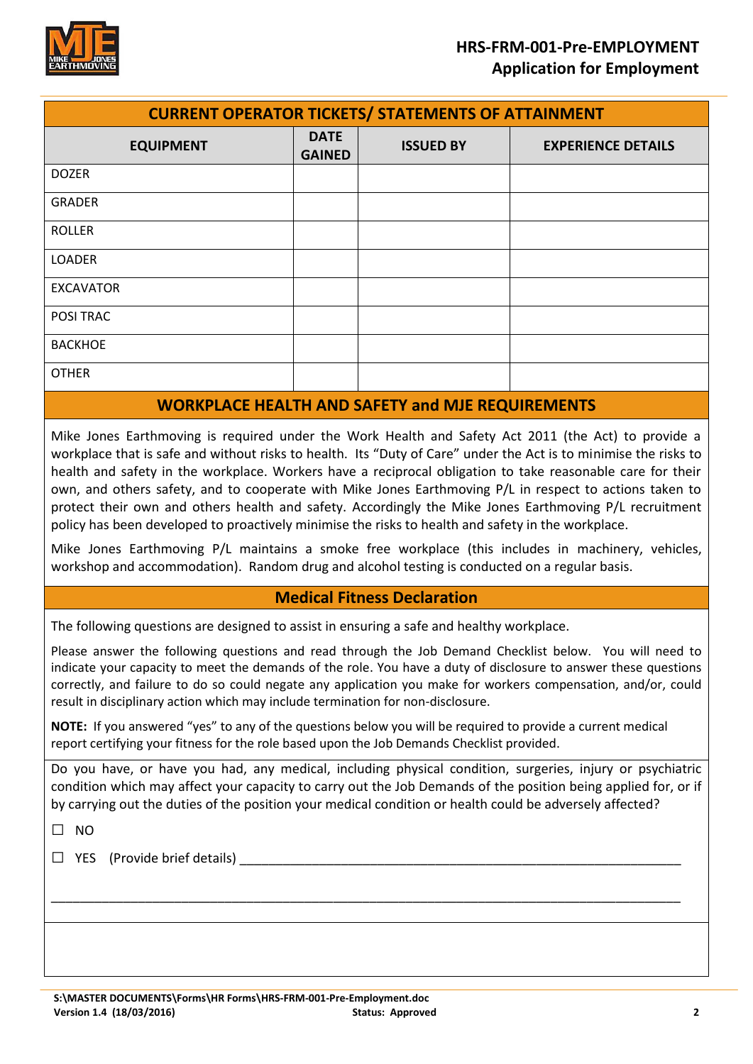## CURRENT OPERATOR TICKETS/ STATEMENTS OF ATTAINMENT

| EQUIPMENT | DATE GAINED | ISSUED BY | EXPERIENCE DETAILS |
|---|---|---|---|
| DOZER | | | |
| GRADER | | | |
| ROLLER | | | |
| LOADER | | | |
| EXCAVATOR | | | |
| POSI TRAC | | | |
| BACKHOE | | | |
| OTHER | | | |

## WORKPLACE HEALTH AND SAFETY and MJE REQUIREMENTS

Mike Jones Earthmoving is required under the Work Health and Safety Act 2011 (the Act) to provide a workplace that is safe and without risks to health. Its "Duty of Care" under the Act is to minimise the risks to health and safety in the workplace. Workers have a reciprocal obligation to take reasonable care for their own, and others safety, and to cooperate with Mike Jones Earthmoving P/L in respect to actions taken to protect their own and others health and safety. Accordingly the Mike Jones Earthmoving P/L recruitment policy has been developed to proactively minimise the risks to health and safety in the workplace.

Mike Jones Earthmoving P/L maintains a smoke free workplace (this includes in machinery, vehicles, workshop and accommodation). Random drug and alcohol testing is conducted on a regular basis.

## Medical Fitness Declaration

The following questions are designed to assist in ensuring a safe and healthy workplace.

Please answer the following questions and read through the Job Demand Checklist below. You will need to indicate your capacity to meet the demands of the role. You have a duty of disclosure to answer these questions correctly, and failure to do so could negate any application you make for workers compensation, and/or, could result in disciplinary action which may include termination for non-disclosure.

**NOTE:** If you answered "yes" to any of the questions below you will be required to provide a current medical report certifying your fitness for the role based upon the Job Demands Checklist provided.

Do you have, or have you had, any medical, including physical condition, surgeries, injury or psychiatric condition which may affect your capacity to carry out the Job Demands of the position being applied for, or if by carrying out the duties of the position your medical condition or health could be adversely affected?

☐ NO

☐ YES (Provide brief details) ________________________________________________________________

______________________________________________________________________________________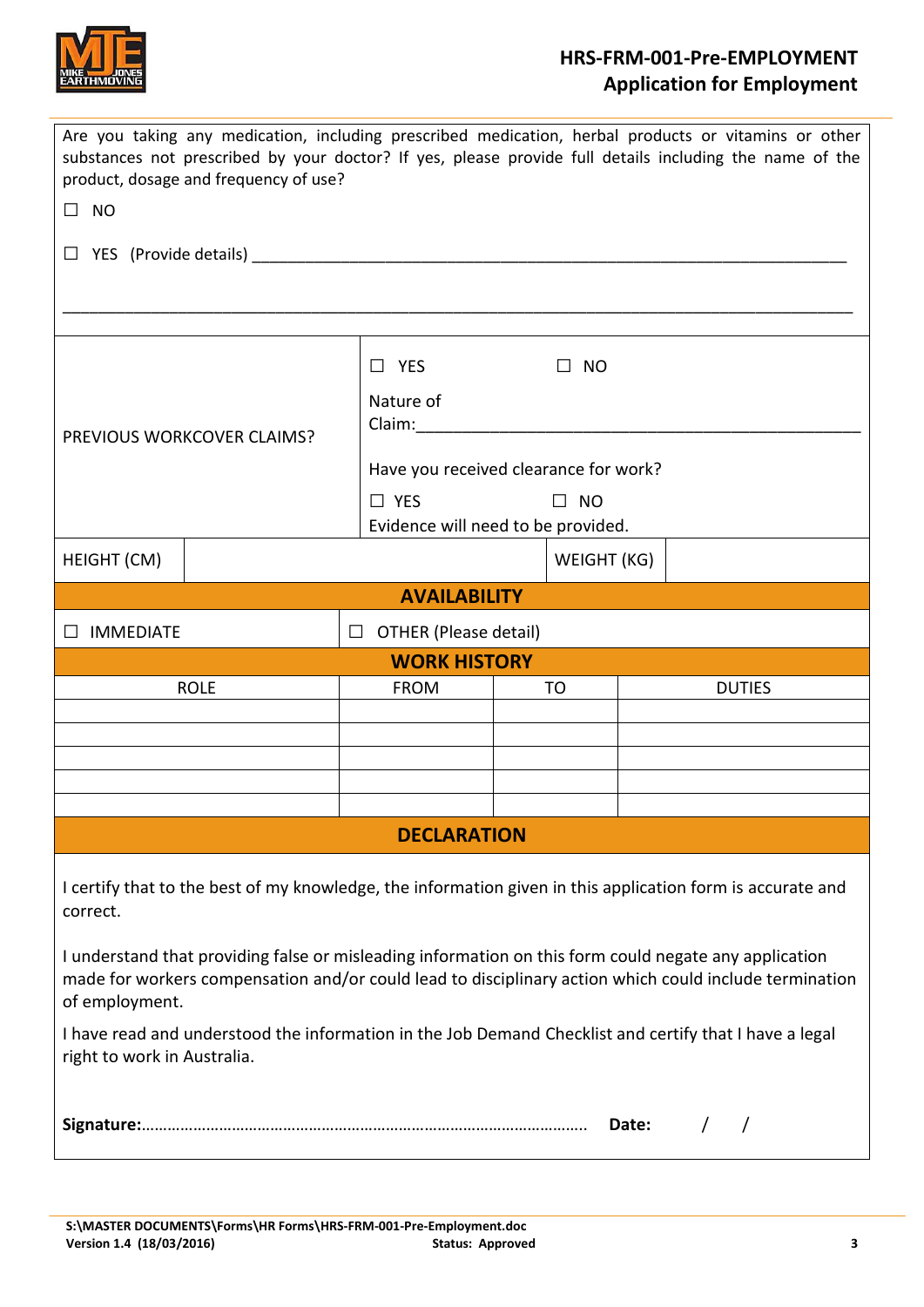Are you taking any medication, including prescribed medication, herbal products or vitamins or other substances not prescribed by your doctor? If yes, please provide full details including the name of the product, dosage and frequency of use?

☐ NO

☐ YES (Provide details) ___________________________________________________________________

_____________________________________________________________________________________

| PREVIOUS WORKCOVER CLAIMS? | ☐ YES ☐ NO<br>Nature of Claim: ____________________________________________<br>Have you received clearance for work?<br>☐ YES ☐ NO<br>Evidence will need to be provided. |
|---|---|

| HEIGHT (CM) | | WEIGHT (KG) | |
|---|---|---|---|

## AVAILABILITY

| ☐ IMMEDIATE | ☐ OTHER (Please detail) |
|---|---|

## WORK HISTORY

| ROLE | FROM | TO | DUTIES |
|---|---|---|---|
| | | | |
| | | | |
| | | | |
| | | | |
| | | | |

## DECLARATION

I certify that to the best of my knowledge, the information given in this application form is accurate and correct.

I understand that providing false or misleading information on this form could negate any application made for workers compensation and/or could lead to disciplinary action which could include termination of employment.

I have read and understood the information in the Job Demand Checklist and certify that I have a legal right to work in Australia.

**Signature:**………………………………………………………………………………………. **Date:** / /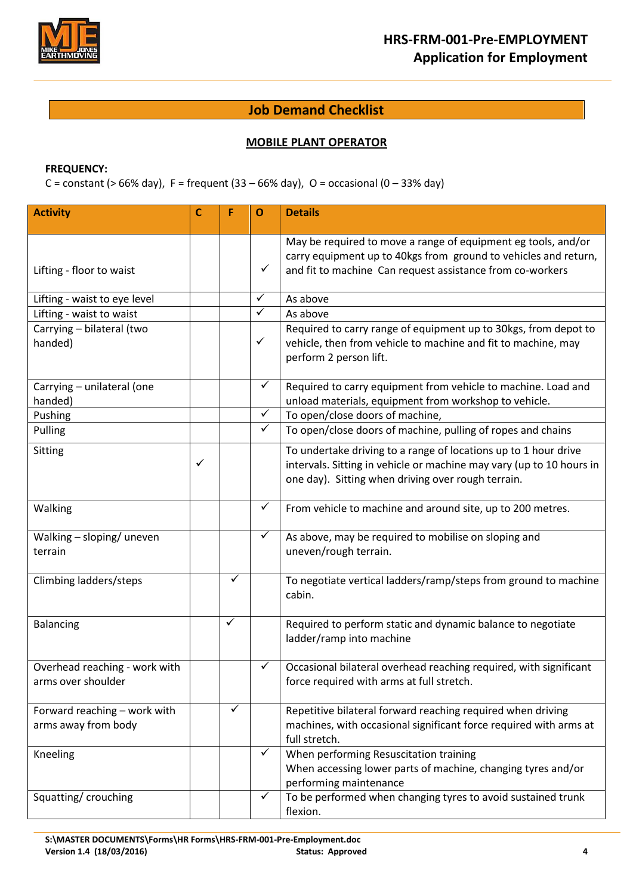## Job Demand Checklist

### MOBILE PLANT OPERATOR

**FREQUENCY:**

C = constant (> 66% day), F = frequent (33 – 66% day), O = occasional (0 – 33% day)

| Activity | C | F | O | Details |
|---|---|---|---|---|
| Lifting - floor to waist | | | ✓ | May be required to move a range of equipment eg tools, and/or carry equipment up to 40kgs from ground to vehicles and return, and fit to machine Can request assistance from co-workers |
| Lifting - waist to eye level | | | ✓ | As above |
| Lifting - waist to waist | | | ✓ | As above |
| Carrying – bilateral (two handed) | | | ✓ | Required to carry range of equipment up to 30kgs, from depot to vehicle, then from vehicle to machine and fit to machine, may perform 2 person lift. |
| Carrying – unilateral (one handed) | | | ✓ | Required to carry equipment from vehicle to machine. Load and unload materials, equipment from workshop to vehicle. |
| Pushing | | | ✓ | To open/close doors of machine, |
| Pulling | | | ✓ | To open/close doors of machine, pulling of ropes and chains |
| Sitting | ✓ | | | To undertake driving to a range of locations up to 1 hour drive intervals. Sitting in vehicle or machine may vary (up to 10 hours in one day). Sitting when driving over rough terrain. |
| Walking | | | ✓ | From vehicle to machine and around site, up to 200 metres. |
| Walking – sloping/ uneven terrain | | | ✓ | As above, may be required to mobilise on sloping and uneven/rough terrain. |
| Climbing ladders/steps | | ✓ | | To negotiate vertical ladders/ramp/steps from ground to machine cabin. |
| Balancing | | ✓ | | Required to perform static and dynamic balance to negotiate ladder/ramp into machine |
| Overhead reaching - work with arms over shoulder | | | ✓ | Occasional bilateral overhead reaching required, with significant force required with arms at full stretch. |
| Forward reaching – work with arms away from body | | ✓ | | Repetitive bilateral forward reaching required when driving machines, with occasional significant force required with arms at full stretch. |
| Kneeling | | | ✓ | When performing Resuscitation training<br>When accessing lower parts of machine, changing tyres and/or performing maintenance |
| Squatting/ crouching | | | ✓ | To be performed when changing tyres to avoid sustained trunk flexion. |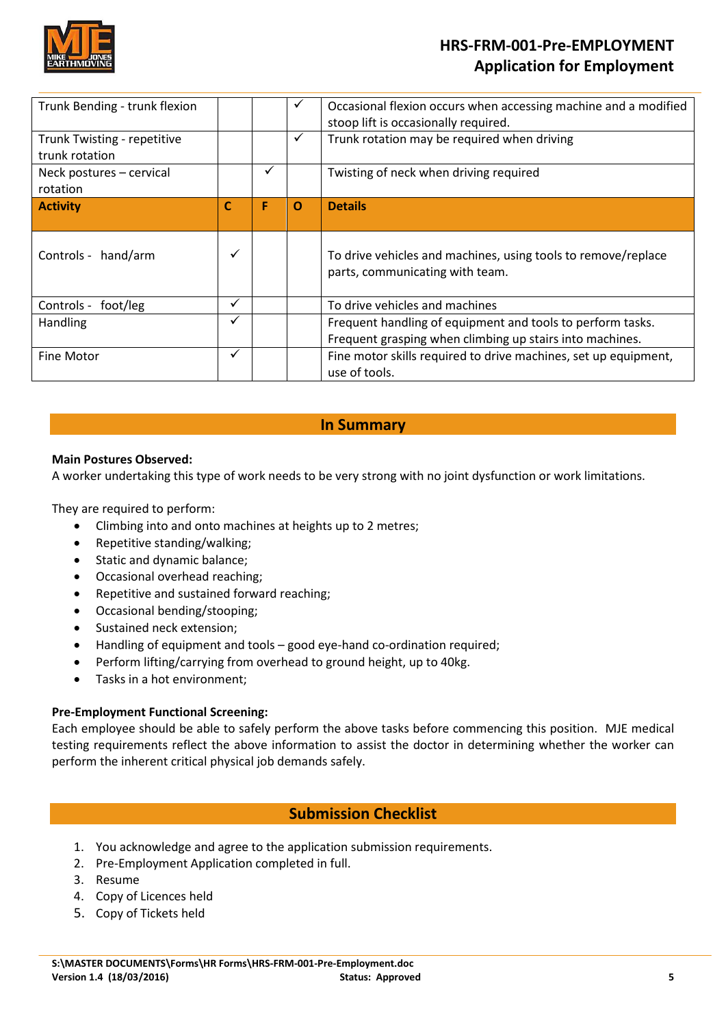| | | | | |
|---|---|---|---|---|
| Trunk Bending - trunk flexion | | | ✓ | Occasional flexion occurs when accessing machine and a modified stoop lift is occasionally required. |
| Trunk Twisting - repetitive trunk rotation | | | ✓ | Trunk rotation may be required when driving |
| Neck postures – cervical rotation | | ✓ | | Twisting of neck when driving required |
| **Activity** | **C** | **F** | **O** | **Details** |
| Controls - hand/arm | ✓ | | | To drive vehicles and machines, using tools to remove/replace parts, communicating with team. |
| Controls - foot/leg | ✓ | | | To drive vehicles and machines |
| Handling | ✓ | | | Frequent handling of equipment and tools to perform tasks. Frequent grasping when climbing up stairs into machines. |
| Fine Motor | ✓ | | | Fine motor skills required to drive machines, set up equipment, use of tools. |

## In Summary

**Main Postures Observed:**
A worker undertaking this type of work needs to be very strong with no joint dysfunction or work limitations.

They are required to perform:

- Climbing into and onto machines at heights up to 2 metres;
- Repetitive standing/walking;
- Static and dynamic balance;
- Occasional overhead reaching;
- Repetitive and sustained forward reaching;
- Occasional bending/stooping;
- Sustained neck extension;
- Handling of equipment and tools – good eye-hand co-ordination required;
- Perform lifting/carrying from overhead to ground height, up to 40kg.
- Tasks in a hot environment;

**Pre-Employment Functional Screening:**
Each employee should be able to safely perform the above tasks before commencing this position. MJE medical testing requirements reflect the above information to assist the doctor in determining whether the worker can perform the inherent critical physical job demands safely.

## Submission Checklist

1. You acknowledge and agree to the application submission requirements.
2. Pre-Employment Application completed in full.
3. Resume
4. Copy of Licences held
5. Copy of Tickets held